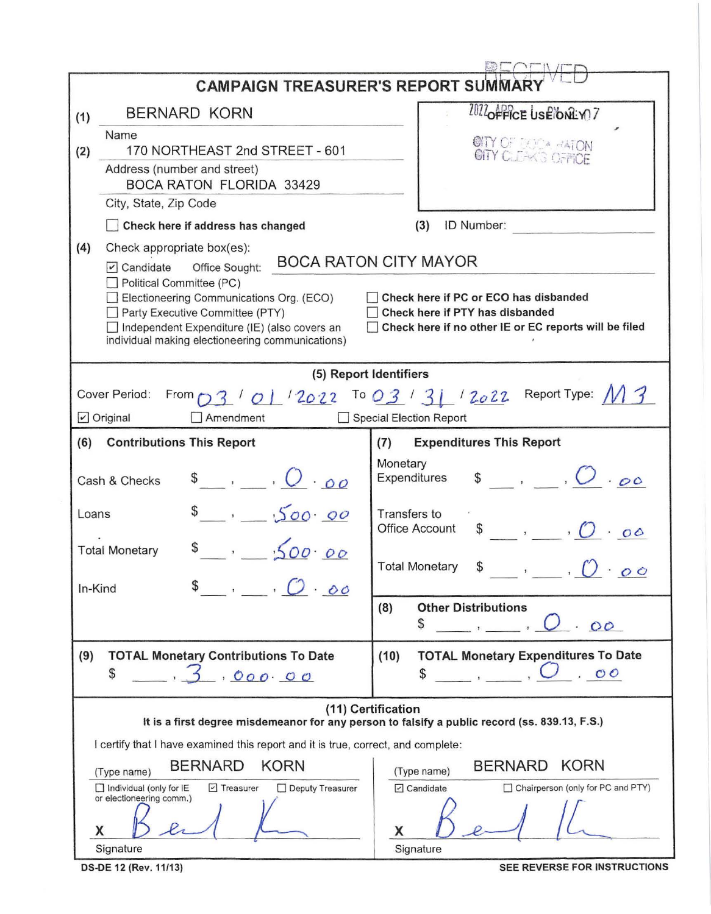# CAMPAIGN TREASURER'S REPORT SUMMARY

RECEIVED
2022 APR - 7
OFFICE USE ONLY
CITY OF BOCA RATON
CITY CLERK'S OFFICE

**(1)** BERNARD KORN
Name

**(2)** 170 NORTHEAST 2nd STREET - 601
Address (number and street)
BOCA RATON FLORIDA 33429
City, State, Zip Code

☐ **Check here if address has changed**

**(3)** ID Number: ______

**(4)** Check appropriate box(es):

☑ Candidate Office Sought: BOCA RATON CITY MAYOR
☐ Political Committee (PC)
☐ Electioneering Communications Org. (ECO)
☐ Party Executive Committee (PTY)
☐ Independent Expenditure (IE) (also covers an individual making electioneering communications)

☐ **Check here if PC or ECO has disbanded**
☐ **Check here if PTY has disbanded**
☐ **Check here if no other IE or EC reports will be filed**

## (5) Report Identifiers

Cover Period: From 03 / 01 / 2022 To 03 / 31 / 2022 Report Type: M3

☑ Original ☐ Amendment ☐ Special Election Report

| (6) Contributions This Report | | (7) Expenditures This Report | |
|---|---|---|---|
| Cash & Checks | $ 0.00 | Monetary Expenditures | $ 0.00 |
| Loans | $ 500.00 | Transfers to Office Account | $ 0.00 |
| Total Monetary | $ 500.00 | Total Monetary | $ 0.00 |
| In-Kind | $ 0.00 | (8) Other Distributions | $ 0.00 |
| **(9) TOTAL Monetary Contributions To Date** | $ 3,000.00 | **(10) TOTAL Monetary Expenditures To Date** | $ 0.00 |

## (11) Certification

**It is a first degree misdemeanor for any person to falsify a public record (ss. 839.13, F.S.)**

I certify that I have examined this report and it is true, correct, and complete:

(Type name) BERNARD KORN
☐ Individual (only for IE or electioneering comm.) ☑ Treasurer ☐ Deputy Treasurer
X [signature]
Signature

(Type name) BERNARD KORN
☑ Candidate ☐ Chairperson (only for PC and PTY)
X [signature]
Signature

DS-DE 12 (Rev. 11/13) **SEE REVERSE FOR INSTRUCTIONS**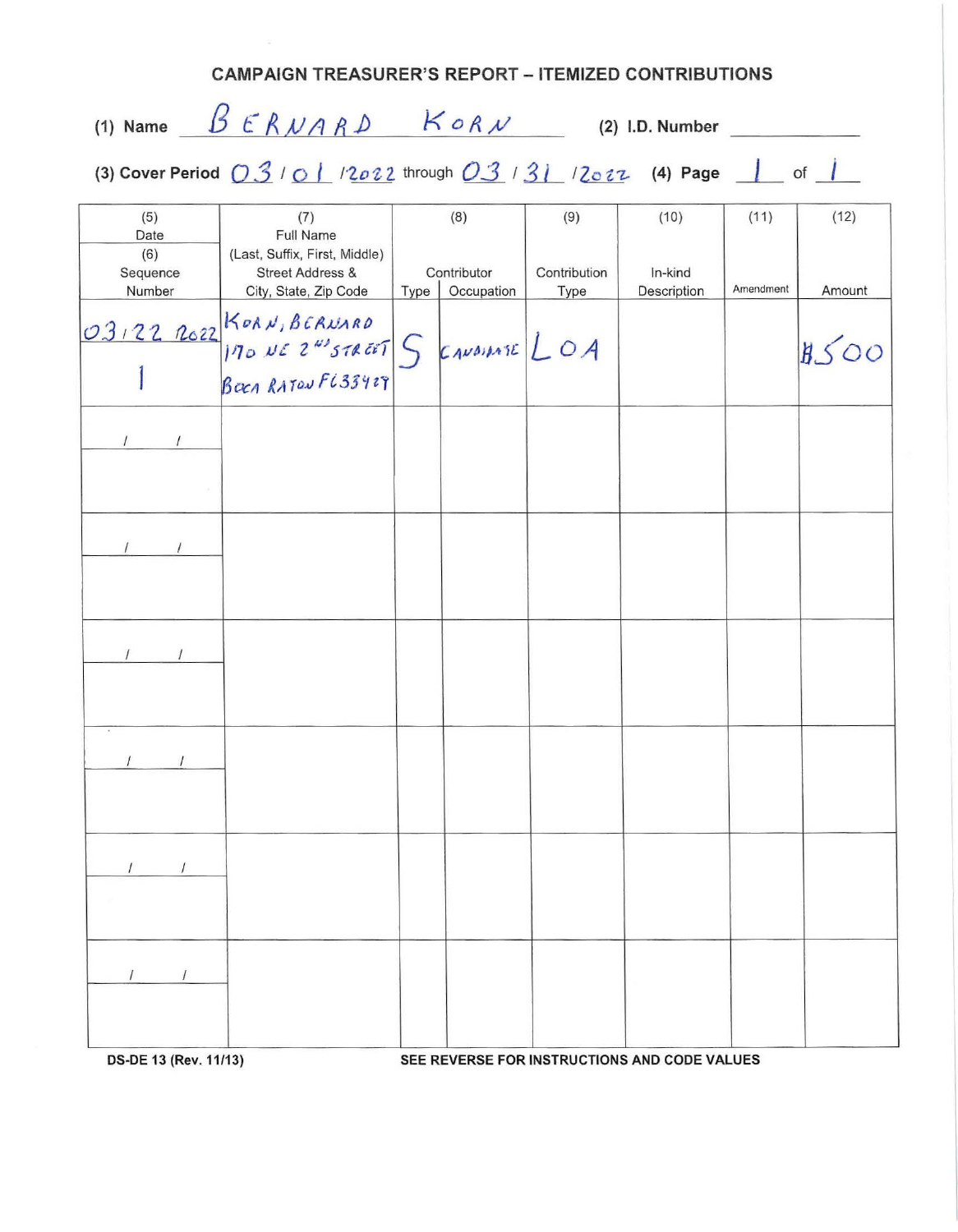# CAMPAIGN TREASURER'S REPORT – ITEMIZED CONTRIBUTIONS

**(1) Name** BERNARD KORN **(2) I.D. Number** ______

**(3) Cover Period** 03 / 01 / 2022 through 03 / 31 / 2022 **(4) Page** 1 of 1

| (5) Date / (6) Sequence Number | (7) Full Name (Last, Suffix, First, Middle) Street Address & City, State, Zip Code | (8) Contributor Type | (8) Contributor Occupation | (9) Contribution Type | (10) In-kind Description | (11) Amendment | (12) Amount |
|---|---|---|---|---|---|---|---|
| 03/22/2022<br>1 | KORN, BERNARD<br>170 NE 2ND STREET<br>BOCA RATON FL 33429 | S | CANDIDATE | LOA | | | $500 |
| / / | | | | | | | |
| / / | | | | | | | |
| / / | | | | | | | |
| / / | | | | | | | |
| / / | | | | | | | |
| / / | | | | | | | |

DS-DE 13 (Rev. 11/13) SEE REVERSE FOR INSTRUCTIONS AND CODE VALUES